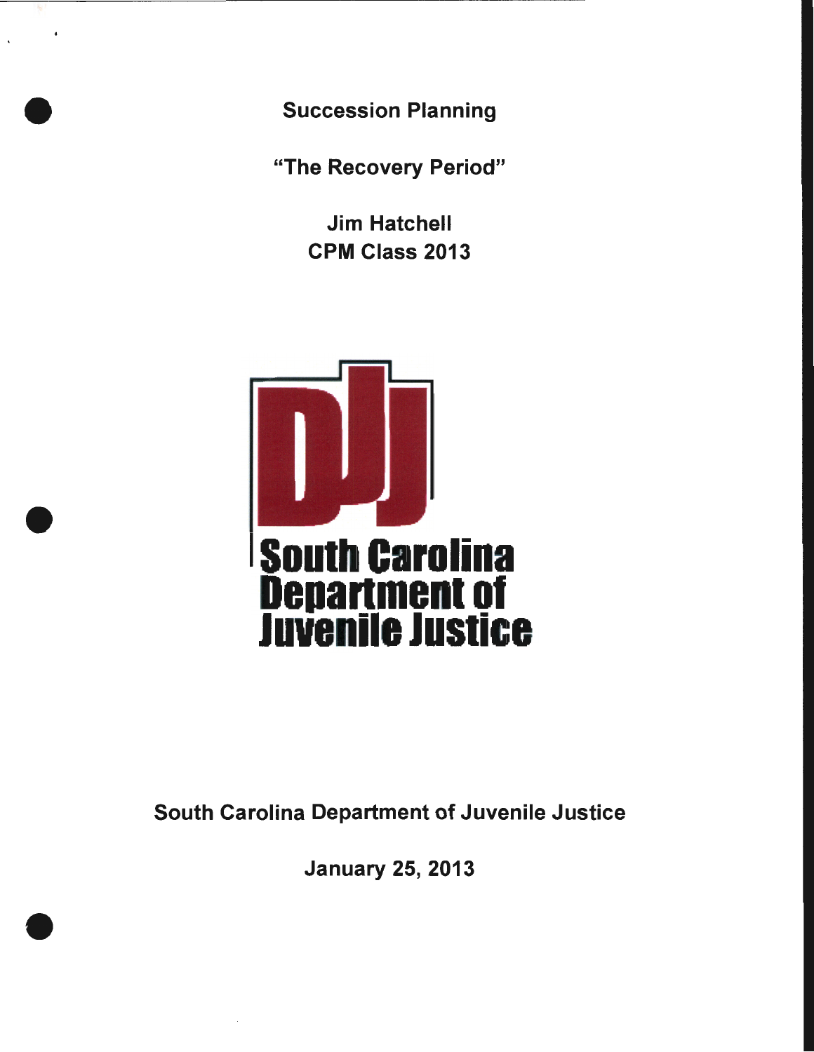# Succession Planning

## "The Recovery Period"

**Jim Hatchell**
**CPM Class 2013**

**South Carolina Department of Juvenile Justice**

**South Carolina Department of Juvenile Justice**

**January 25, 2013**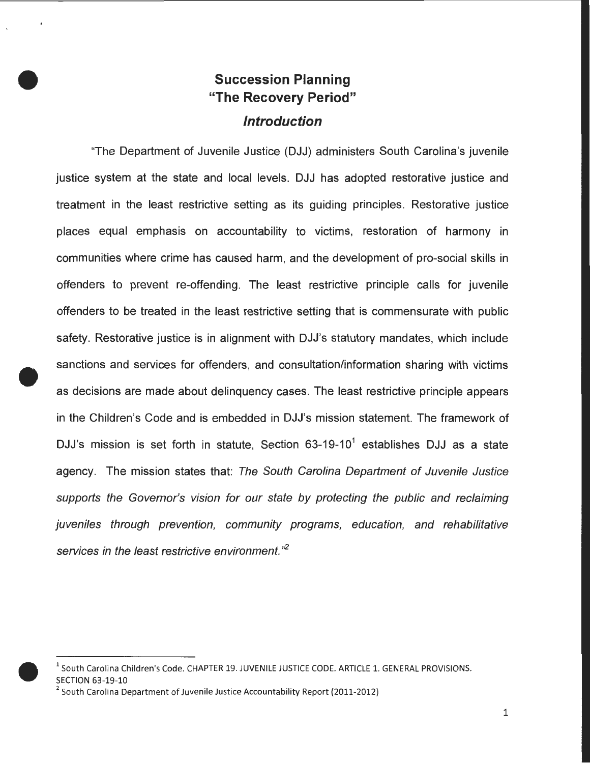# Succession Planning
# "The Recovery Period"

## *Introduction*

"The Department of Juvenile Justice (DJJ) administers South Carolina's juvenile justice system at the state and local levels. DJJ has adopted restorative justice and treatment in the least restrictive setting as its guiding principles. Restorative justice places equal emphasis on accountability to victims, restoration of harmony in communities where crime has caused harm, and the development of pro-social skills in offenders to prevent re-offending. The least restrictive principle calls for juvenile offenders to be treated in the least restrictive setting that is commensurate with public safety. Restorative justice is in alignment with DJJ's statutory mandates, which include sanctions and services for offenders, and consultation/information sharing with victims as decisions are made about delinquency cases. The least restrictive principle appears in the Children's Code and is embedded in DJJ's mission statement. The framework of DJJ's mission is set forth in statute, Section 63-19-10[1] establishes DJJ as a state agency. The mission states that: *The South Carolina Department of Juvenile Justice supports the Governor's vision for our state by protecting the public and reclaiming juveniles through prevention, community programs, education, and rehabilitative services in the least restrictive environment.*"[2]

---

[1] South Carolina Children's Code. CHAPTER 19. JUVENILE JUSTICE CODE. ARTICLE 1. GENERAL PROVISIONS. SECTION 63-19-10

[2] South Carolina Department of Juvenile Justice Accountability Report (2011-2012)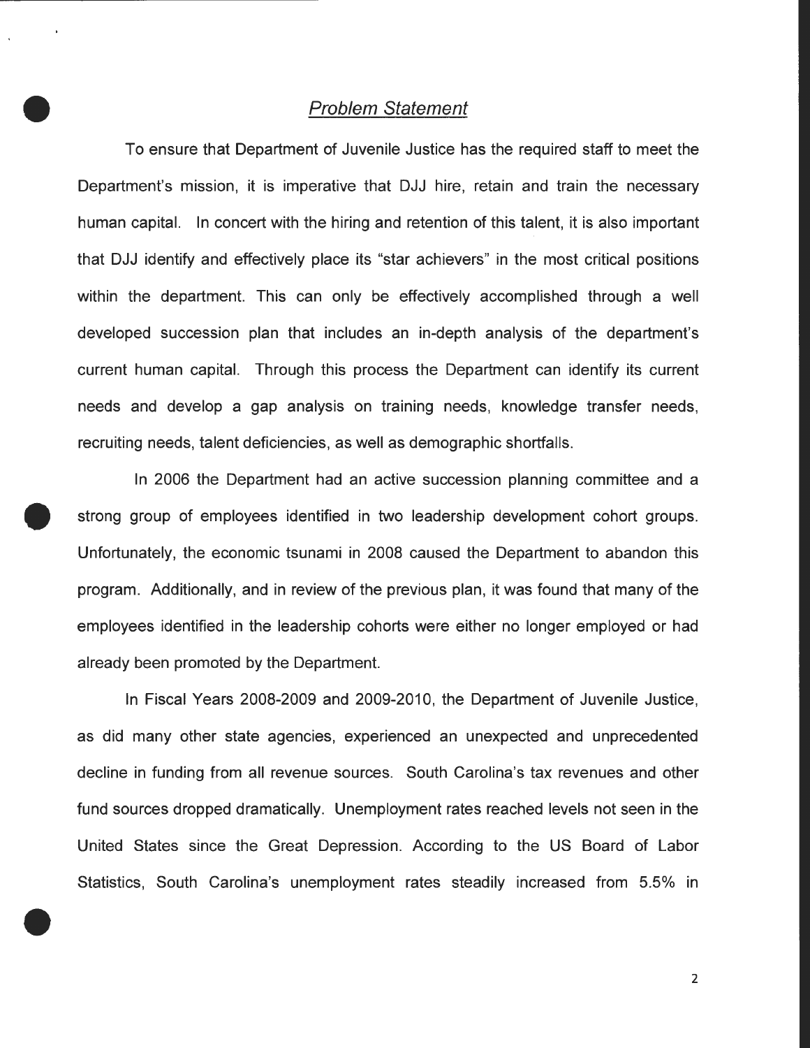## *Problem Statement*

To ensure that Department of Juvenile Justice has the required staff to meet the Department's mission, it is imperative that DJJ hire, retain and train the necessary human capital. In concert with the hiring and retention of this talent, it is also important that DJJ identify and effectively place its "star achievers" in the most critical positions within the department. This can only be effectively accomplished through a well developed succession plan that includes an in-depth analysis of the department's current human capital. Through this process the Department can identify its current needs and develop a gap analysis on training needs, knowledge transfer needs, recruiting needs, talent deficiencies, as well as demographic shortfalls.

In 2006 the Department had an active succession planning committee and a strong group of employees identified in two leadership development cohort groups. Unfortunately, the economic tsunami in 2008 caused the Department to abandon this program. Additionally, and in review of the previous plan, it was found that many of the employees identified in the leadership cohorts were either no longer employed or had already been promoted by the Department.

In Fiscal Years 2008-2009 and 2009-2010, the Department of Juvenile Justice, as did many other state agencies, experienced an unexpected and unprecedented decline in funding from all revenue sources. South Carolina's tax revenues and other fund sources dropped dramatically. Unemployment rates reached levels not seen in the United States since the Great Depression. According to the US Board of Labor Statistics, South Carolina's unemployment rates steadily increased from 5.5% in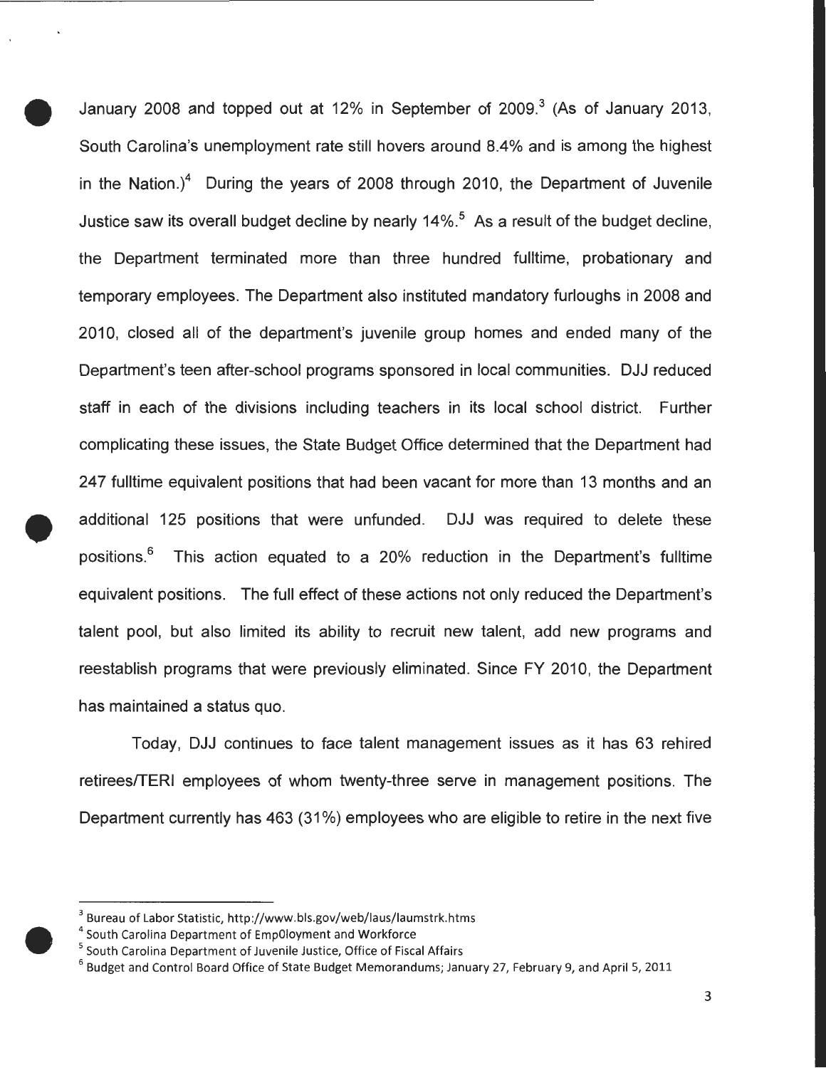January 2008 and topped out at 12% in September of 2009.[3] (As of January 2013, South Carolina's unemployment rate still hovers around 8.4% and is among the highest in the Nation.)[4] During the years of 2008 through 2010, the Department of Juvenile Justice saw its overall budget decline by nearly 14%.[5] As a result of the budget decline, the Department terminated more than three hundred fulltime, probationary and temporary employees. The Department also instituted mandatory furloughs in 2008 and 2010, closed all of the department's juvenile group homes and ended many of the Department's teen after-school programs sponsored in local communities. DJJ reduced staff in each of the divisions including teachers in its local school district. Further complicating these issues, the State Budget Office determined that the Department had 247 fulltime equivalent positions that had been vacant for more than 13 months and an additional 125 positions that were unfunded. DJJ was required to delete these positions.[6] This action equated to a 20% reduction in the Department's fulltime equivalent positions. The full effect of these actions not only reduced the Department's talent pool, but also limited its ability to recruit new talent, add new programs and reestablish programs that were previously eliminated. Since FY 2010, the Department has maintained a status quo.

Today, DJJ continues to face talent management issues as it has 63 rehired retirees/TERI employees of whom twenty-three serve in management positions. The Department currently has 463 (31%) employees who are eligible to retire in the next five

---

[3] Bureau of Labor Statistic, http://www.bls.gov/web/laus/laumstrk.htms

[4] South Carolina Department of EmpOloyment and Workforce

[5] South Carolina Department of Juvenile Justice, Office of Fiscal Affairs

[6] Budget and Control Board Office of State Budget Memorandums; January 27, February 9, and April 5, 2011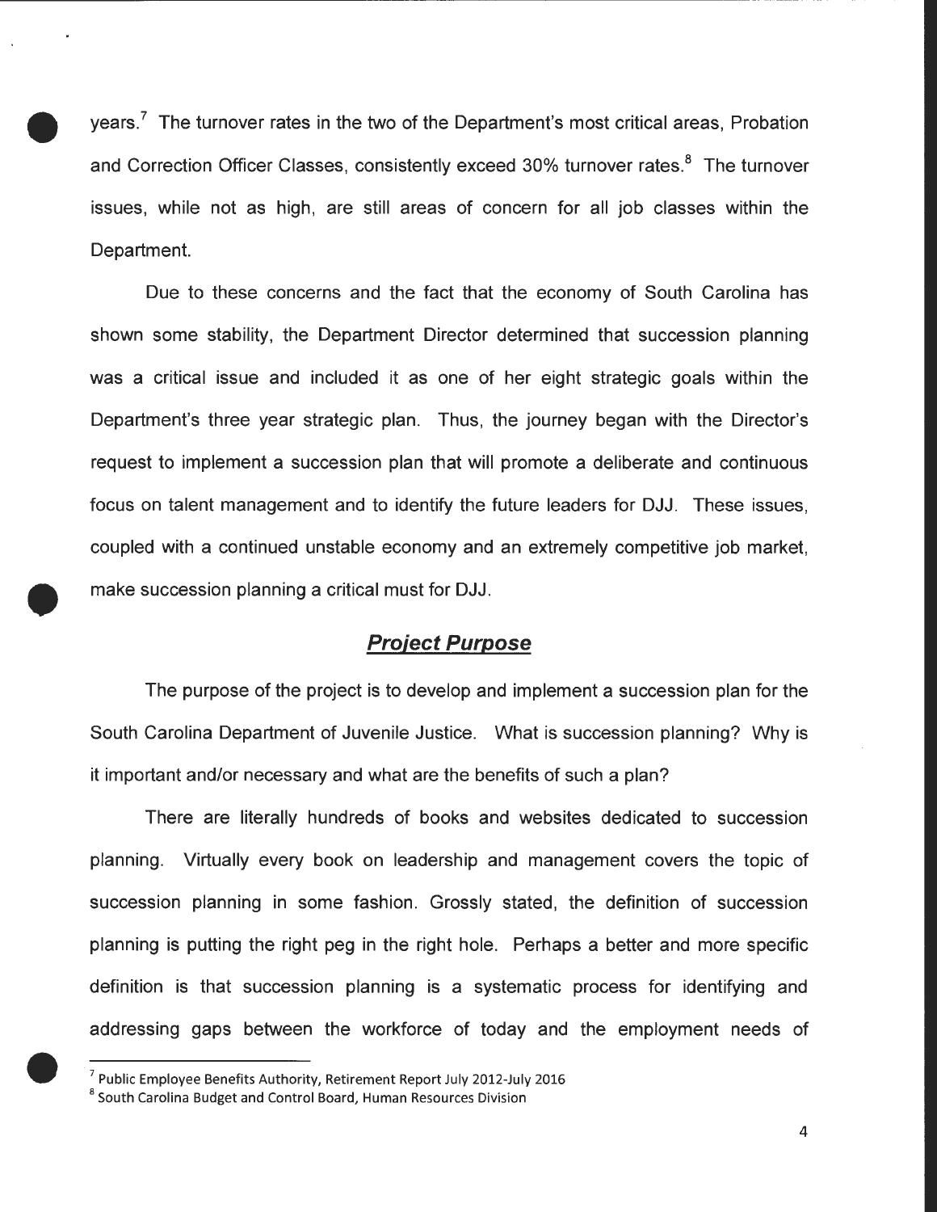years.[7] The turnover rates in the two of the Department's most critical areas, Probation and Correction Officer Classes, consistently exceed 30% turnover rates.[8] The turnover issues, while not as high, are still areas of concern for all job classes within the Department.

Due to these concerns and the fact that the economy of South Carolina has shown some stability, the Department Director determined that succession planning was a critical issue and included it as one of her eight strategic goals within the Department's three year strategic plan. Thus, the journey began with the Director's request to implement a succession plan that will promote a deliberate and continuous focus on talent management and to identify the future leaders for DJJ. These issues, coupled with a continued unstable economy and an extremely competitive job market, make succession planning a critical must for DJJ.

## ***Project Purpose***

The purpose of the project is to develop and implement a succession plan for the South Carolina Department of Juvenile Justice. What is succession planning? Why is it important and/or necessary and what are the benefits of such a plan?

There are literally hundreds of books and websites dedicated to succession planning. Virtually every book on leadership and management covers the topic of succession planning in some fashion. Grossly stated, the definition of succession planning is putting the right peg in the right hole. Perhaps a better and more specific definition is that succession planning is a systematic process for identifying and addressing gaps between the workforce of today and the employment needs of

---

[7] Public Employee Benefits Authority, Retirement Report July 2012-July 2016

[8] South Carolina Budget and Control Board, Human Resources Division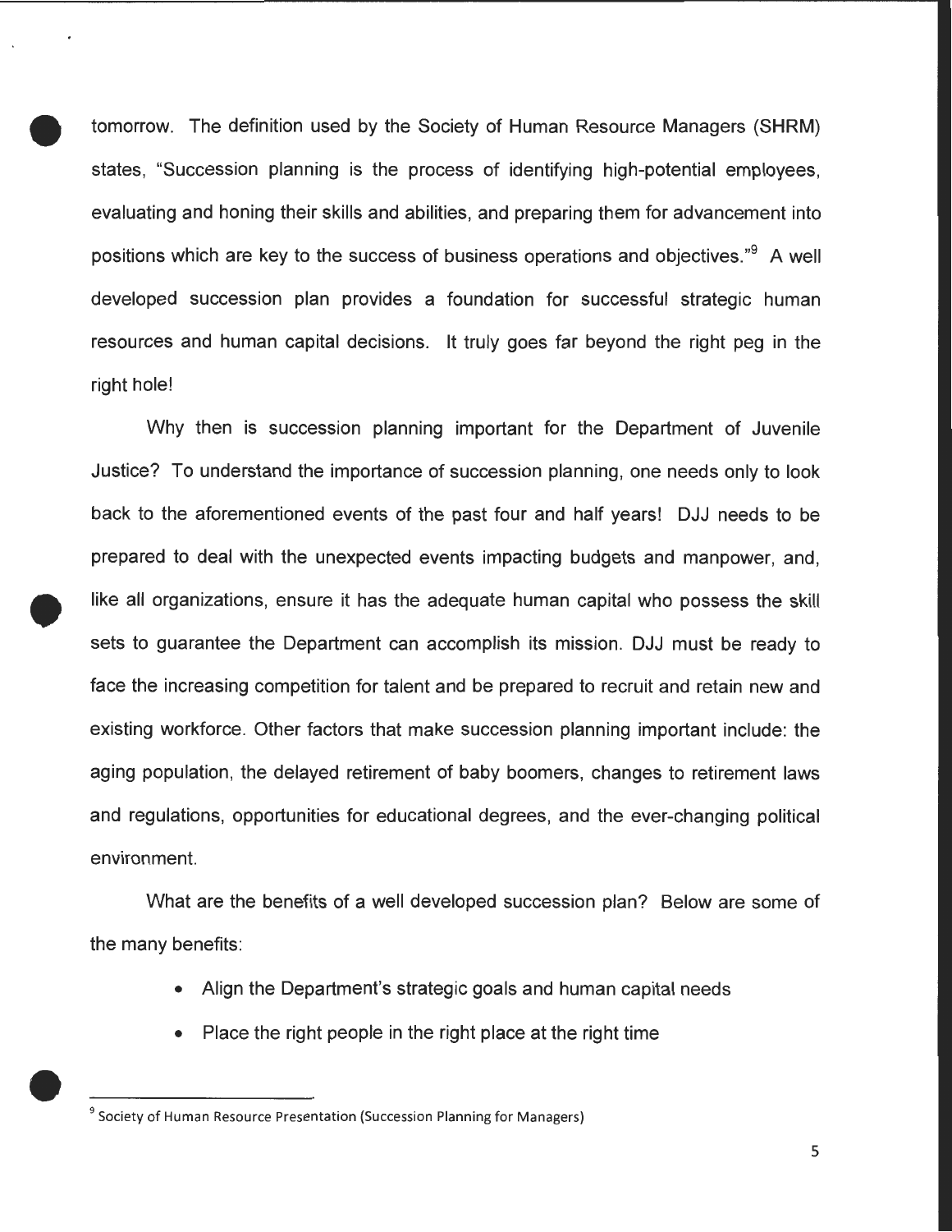tomorrow. The definition used by the Society of Human Resource Managers (SHRM) states, "Succession planning is the process of identifying high-potential employees, evaluating and honing their skills and abilities, and preparing them for advancement into positions which are key to the success of business operations and objectives."[9] A well developed succession plan provides a foundation for successful strategic human resources and human capital decisions. It truly goes far beyond the right peg in the right hole!

Why then is succession planning important for the Department of Juvenile Justice? To understand the importance of succession planning, one needs only to look back to the aforementioned events of the past four and half years! DJJ needs to be prepared to deal with the unexpected events impacting budgets and manpower, and, like all organizations, ensure it has the adequate human capital who possess the skill sets to guarantee the Department can accomplish its mission. DJJ must be ready to face the increasing competition for talent and be prepared to recruit and retain new and existing workforce. Other factors that make succession planning important include: the aging population, the delayed retirement of baby boomers, changes to retirement laws and regulations, opportunities for educational degrees, and the ever-changing political environment.

What are the benefits of a well developed succession plan? Below are some of the many benefits:

- Align the Department's strategic goals and human capital needs
- Place the right people in the right place at the right time

[9] Society of Human Resource Presentation (Succession Planning for Managers)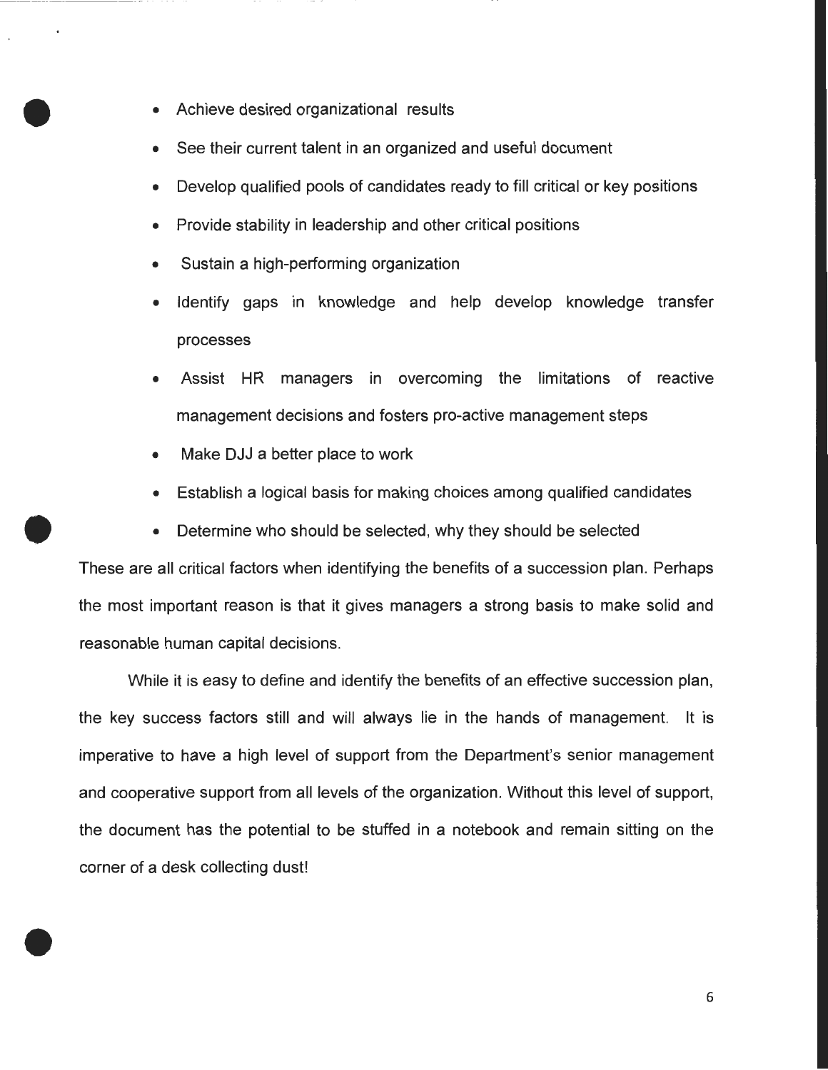- Achieve desired organizational results
- See their current talent in an organized and useful document
- Develop qualified pools of candidates ready to fill critical or key positions
- Provide stability in leadership and other critical positions
- Sustain a high-performing organization
- Identify gaps in knowledge and help develop knowledge transfer processes
- Assist HR managers in overcoming the limitations of reactive management decisions and fosters pro-active management steps
- Make DJJ a better place to work
- Establish a logical basis for making choices among qualified candidates
- Determine who should be selected, why they should be selected

These are all critical factors when identifying the benefits of a succession plan. Perhaps the most important reason is that it gives managers a strong basis to make solid and reasonable human capital decisions.

While it is easy to define and identify the benefits of an effective succession plan, the key success factors still and will always lie in the hands of management. It is imperative to have a high level of support from the Department's senior management and cooperative support from all levels of the organization. Without this level of support, the document has the potential to be stuffed in a notebook and remain sitting on the corner of a desk collecting dust!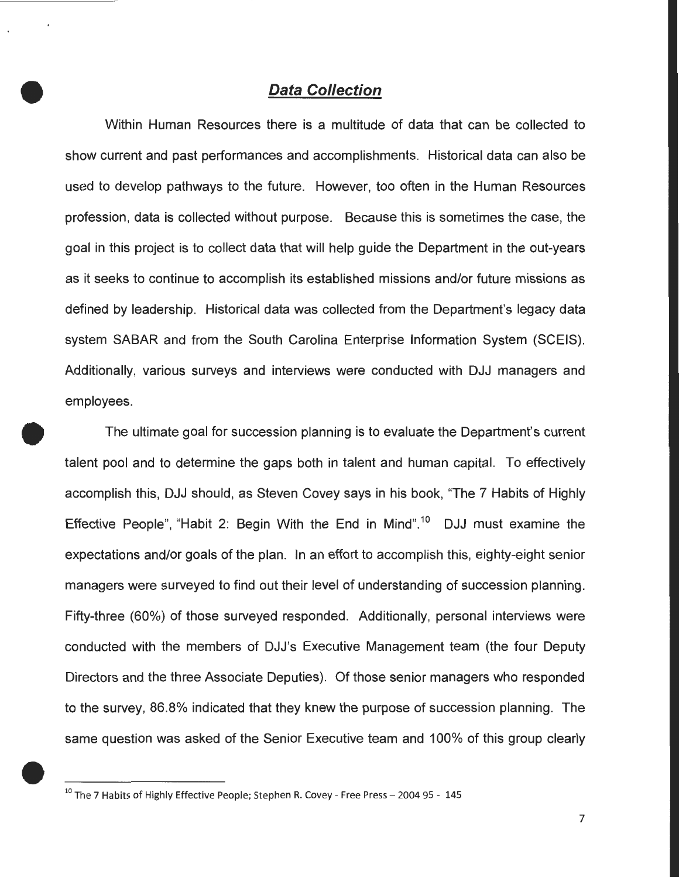## ***Data Collection***

Within Human Resources there is a multitude of data that can be collected to show current and past performances and accomplishments. Historical data can also be used to develop pathways to the future. However, too often in the Human Resources profession, data is collected without purpose. Because this is sometimes the case, the goal in this project is to collect data that will help guide the Department in the out-years as it seeks to continue to accomplish its established missions and/or future missions as defined by leadership. Historical data was collected from the Department's legacy data system SABAR and from the South Carolina Enterprise Information System (SCEIS). Additionally, various surveys and interviews were conducted with DJJ managers and employees.

The ultimate goal for succession planning is to evaluate the Department's current talent pool and to determine the gaps both in talent and human capital. To effectively accomplish this, DJJ should, as Steven Covey says in his book, "The 7 Habits of Highly Effective People", "Habit 2: Begin With the End in Mind".[10] DJJ must examine the expectations and/or goals of the plan. In an effort to accomplish this, eighty-eight senior managers were surveyed to find out their level of understanding of succession planning. Fifty-three (60%) of those surveyed responded. Additionally, personal interviews were conducted with the members of DJJ's Executive Management team (the four Deputy Directors and the three Associate Deputies). Of those senior managers who responded to the survey, 86.8% indicated that they knew the purpose of succession planning. The same question was asked of the Senior Executive team and 100% of this group clearly

---

[10] The 7 Habits of Highly Effective People; Stephen R. Covey - Free Press – 2004 95 - 145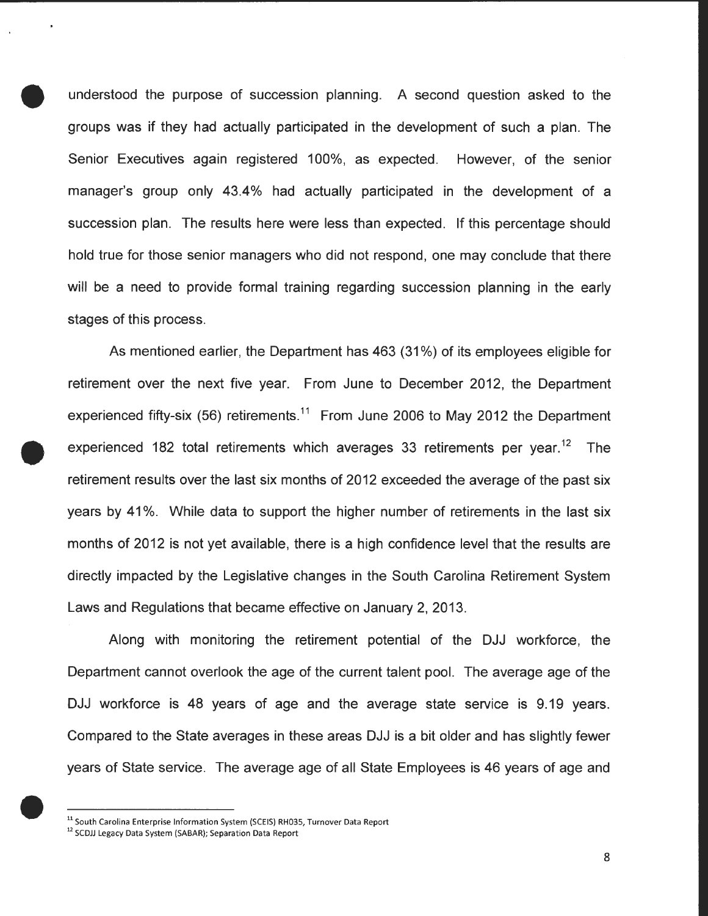understood the purpose of succession planning. A second question asked to the groups was if they had actually participated in the development of such a plan. The Senior Executives again registered 100%, as expected. However, of the senior manager's group only 43.4% had actually participated in the development of a succession plan. The results here were less than expected. If this percentage should hold true for those senior managers who did not respond, one may conclude that there will be a need to provide formal training regarding succession planning in the early stages of this process.

As mentioned earlier, the Department has 463 (31%) of its employees eligible for retirement over the next five year. From June to December 2012, the Department experienced fifty-six (56) retirements.[11] From June 2006 to May 2012 the Department experienced 182 total retirements which averages 33 retirements per year.[12] The retirement results over the last six months of 2012 exceeded the average of the past six years by 41%. While data to support the higher number of retirements in the last six months of 2012 is not yet available, there is a high confidence level that the results are directly impacted by the Legislative changes in the South Carolina Retirement System Laws and Regulations that became effective on January 2, 2013.

Along with monitoring the retirement potential of the DJJ workforce, the Department cannot overlook the age of the current talent pool. The average age of the DJJ workforce is 48 years of age and the average state service is 9.19 years. Compared to the State averages in these areas DJJ is a bit older and has slightly fewer years of State service. The average age of all State Employees is 46 years of age and

---

[11] South Carolina Enterprise Information System (SCEIS) RH035, Turnover Data Report

[12] SCDJJ Legacy Data System (SABAR); Separation Data Report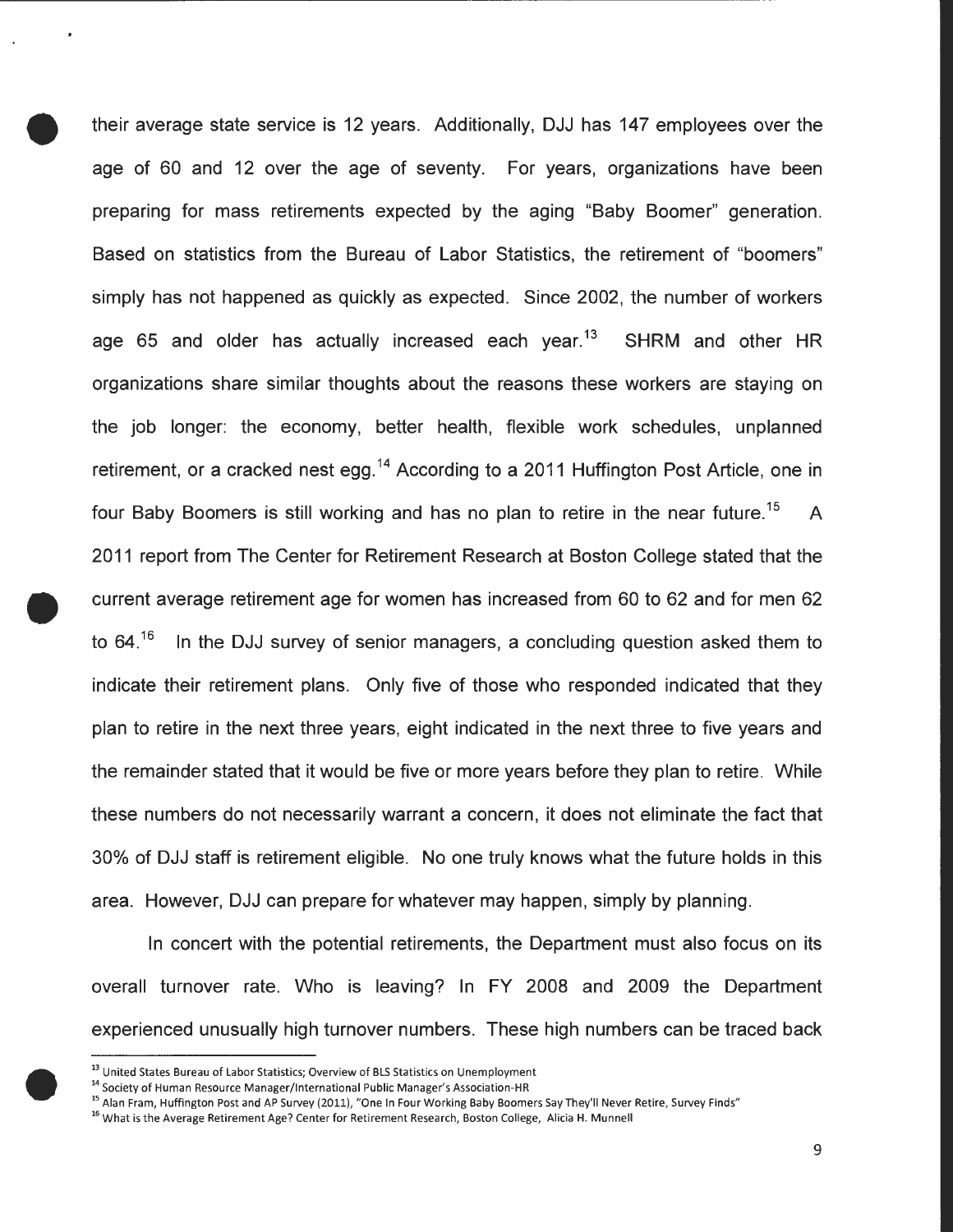their average state service is 12 years. Additionally, DJJ has 147 employees over the age of 60 and 12 over the age of seventy. For years, organizations have been preparing for mass retirements expected by the aging "Baby Boomer" generation. Based on statistics from the Bureau of Labor Statistics, the retirement of "boomers" simply has not happened as quickly as expected. Since 2002, the number of workers age 65 and older has actually increased each year.[13] SHRM and other HR organizations share similar thoughts about the reasons these workers are staying on the job longer: the economy, better health, flexible work schedules, unplanned retirement, or a cracked nest egg.[14] According to a 2011 Huffington Post Article, one in four Baby Boomers is still working and has no plan to retire in the near future.[15] A 2011 report from The Center for Retirement Research at Boston College stated that the current average retirement age for women has increased from 60 to 62 and for men 62 to 64.[16] In the DJJ survey of senior managers, a concluding question asked them to indicate their retirement plans. Only five of those who responded indicated that they plan to retire in the next three years, eight indicated in the next three to five years and the remainder stated that it would be five or more years before they plan to retire. While these numbers do not necessarily warrant a concern, it does not eliminate the fact that 30% of DJJ staff is retirement eligible. No one truly knows what the future holds in this area. However, DJJ can prepare for whatever may happen, simply by planning.

In concert with the potential retirements, the Department must also focus on its overall turnover rate. Who is leaving? In FY 2008 and 2009 the Department experienced unusually high turnover numbers. These high numbers can be traced back

[13] United States Bureau of Labor Statistics; Overview of BLS Statistics on Unemployment

[14] Society of Human Resource Manager/International Public Manager's Association-HR

[15] Alan Fram, Huffington Post and AP Survey (2011), "One In Four Working Baby Boomers Say They'll Never Retire, Survey Finds"

[16] What is the Average Retirement Age? Center for Retirement Research, Boston College, Alicia H. Munnell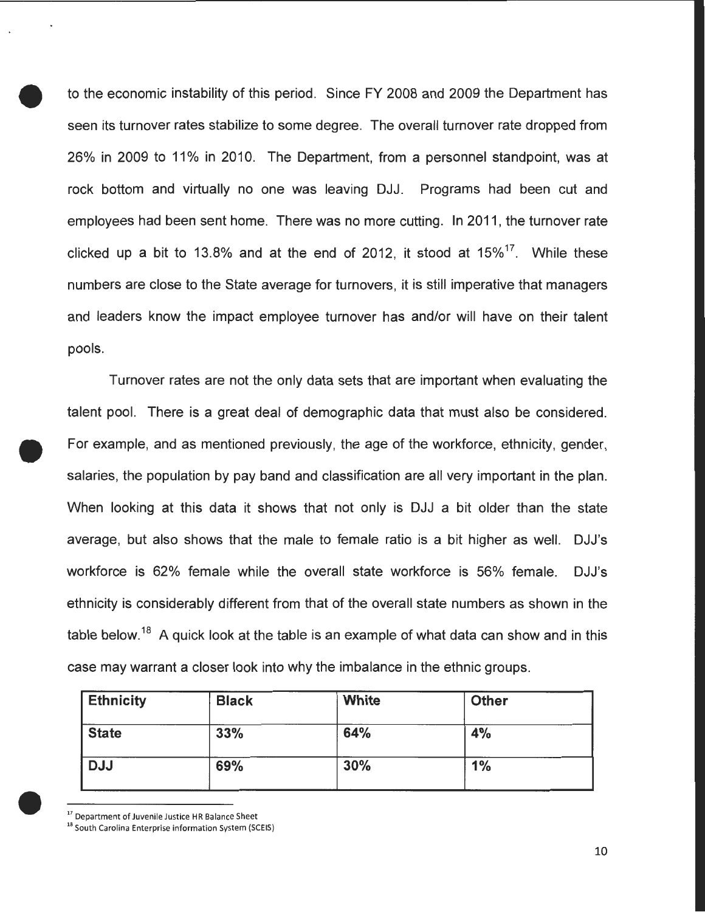to the economic instability of this period. Since FY 2008 and 2009 the Department has seen its turnover rates stabilize to some degree. The overall turnover rate dropped from 26% in 2009 to 11% in 2010. The Department, from a personnel standpoint, was at rock bottom and virtually no one was leaving DJJ. Programs had been cut and employees had been sent home. There was no more cutting. In 2011, the turnover rate clicked up a bit to 13.8% and at the end of 2012, it stood at 15%[17]. While these numbers are close to the State average for turnovers, it is still imperative that managers and leaders know the impact employee turnover has and/or will have on their talent pools.

Turnover rates are not the only data sets that are important when evaluating the talent pool. There is a great deal of demographic data that must also be considered. For example, and as mentioned previously, the age of the workforce, ethnicity, gender, salaries, the population by pay band and classification are all very important in the plan. When looking at this data it shows that not only is DJJ a bit older than the state average, but also shows that the male to female ratio is a bit higher as well. DJJ's workforce is 62% female while the overall state workforce is 56% female. DJJ's ethnicity is considerably different from that of the overall state numbers as shown in the table below.[18] A quick look at the table is an example of what data can show and in this case may warrant a closer look into why the imbalance in the ethnic groups.

| **Ethnicity** | **Black** | **White** | **Other** |
|---|---|---|---|
| **State** | **33%** | **64%** | **4%** |
| **DJJ** | **69%** | **30%** | **1%** |

[17] Department of Juvenile Justice HR Balance Sheet

[18] South Carolina Enterprise Information System (SCEIS)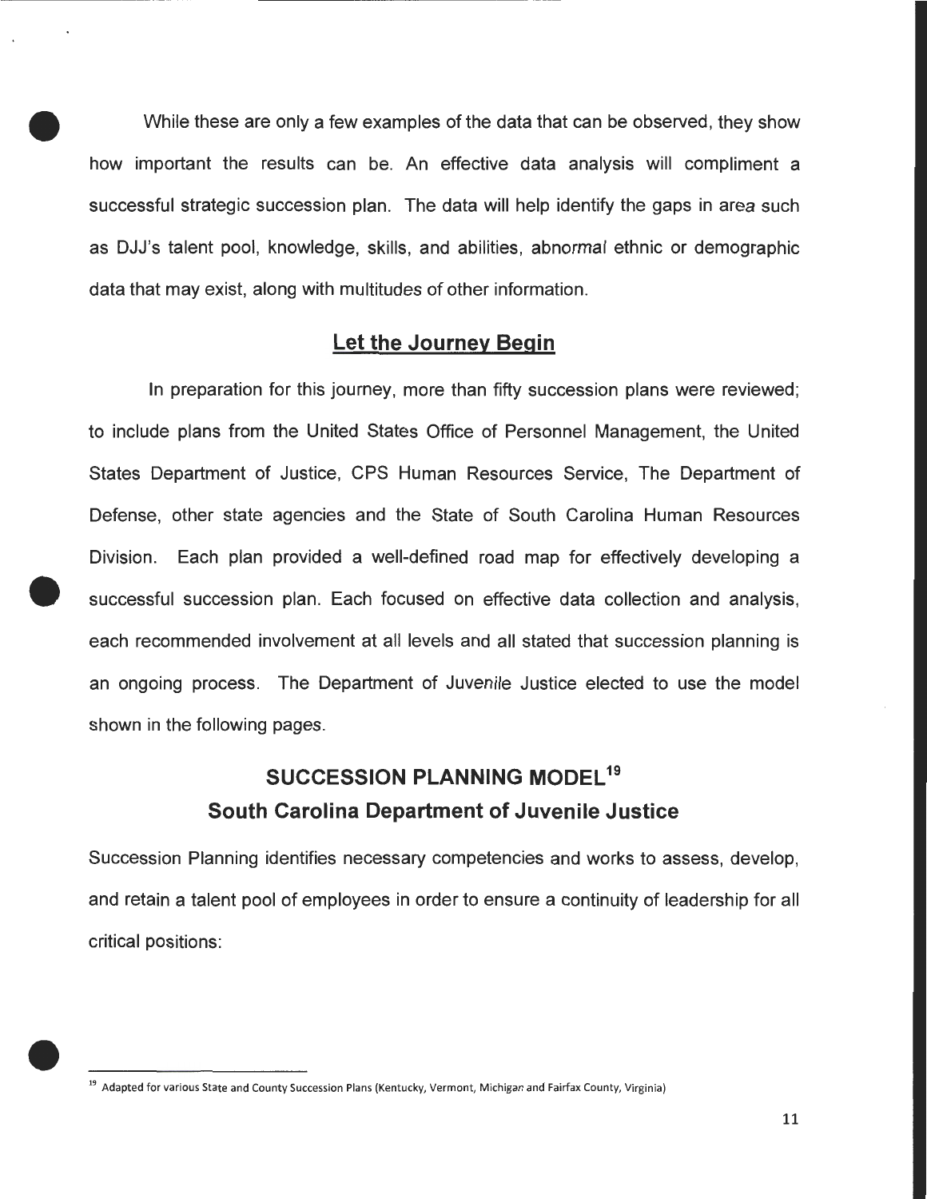While these are only a few examples of the data that can be observed, they show how important the results can be. An effective data analysis will compliment a successful strategic succession plan. The data will help identify the gaps in area such as DJJ's talent pool, knowledge, skills, and abilities, abnormal ethnic or demographic data that may exist, along with multitudes of other information.

## Let the Journey Begin

In preparation for this journey, more than fifty succession plans were reviewed; to include plans from the United States Office of Personnel Management, the United States Department of Justice, CPS Human Resources Service, The Department of Defense, other state agencies and the State of South Carolina Human Resources Division. Each plan provided a well-defined road map for effectively developing a successful succession plan. Each focused on effective data collection and analysis, each recommended involvement at all levels and all stated that succession planning is an ongoing process. The Department of Juvenile Justice elected to use the model shown in the following pages.

## SUCCESSION PLANNING MODEL[19]
## South Carolina Department of Juvenile Justice

Succession Planning identifies necessary competencies and works to assess, develop, and retain a talent pool of employees in order to ensure a continuity of leadership for all critical positions:

---

[19] Adapted for various State and County Succession Plans (Kentucky, Vermont, Michigan and Fairfax County, Virginia)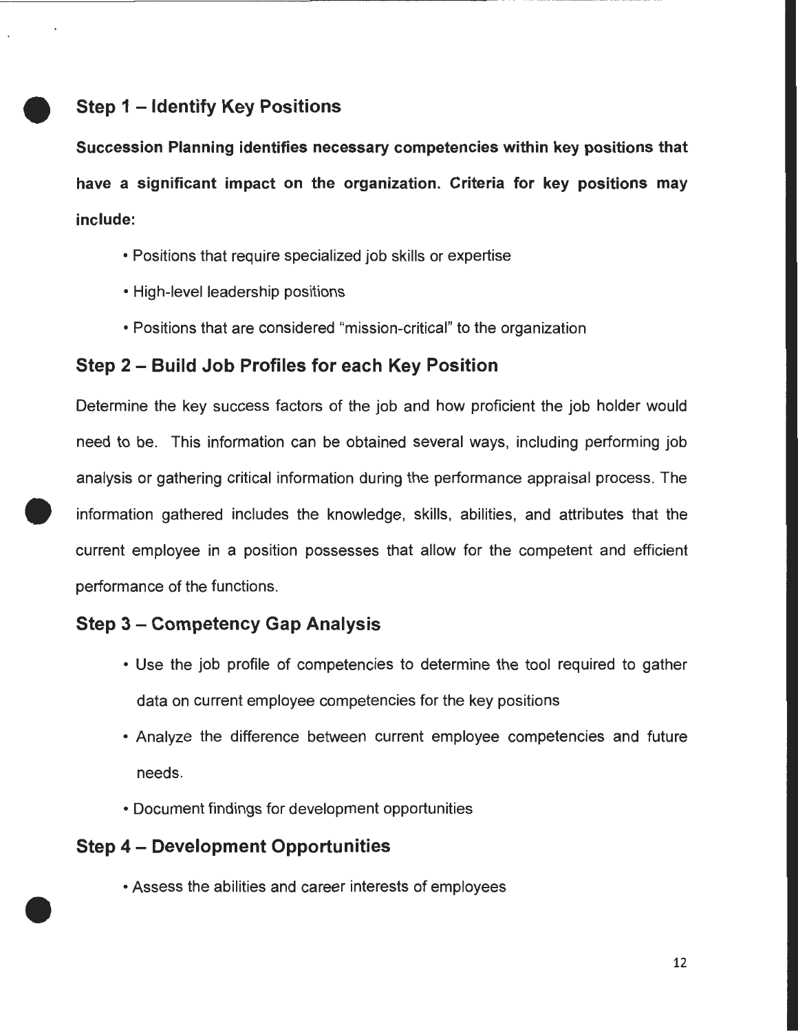## Step 1 – Identify Key Positions

**Succession Planning identifies necessary competencies within key positions that have a significant impact on the organization. Criteria for key positions may include:**

- Positions that require specialized job skills or expertise
- High-level leadership positions
- Positions that are considered "mission-critical" to the organization

## Step 2 – Build Job Profiles for each Key Position

Determine the key success factors of the job and how proficient the job holder would need to be. This information can be obtained several ways, including performing job analysis or gathering critical information during the performance appraisal process. The information gathered includes the knowledge, skills, abilities, and attributes that the current employee in a position possesses that allow for the competent and efficient performance of the functions.

## Step 3 – Competency Gap Analysis

- Use the job profile of competencies to determine the tool required to gather data on current employee competencies for the key positions
- Analyze the difference between current employee competencies and future needs.
- Document findings for development opportunities

## Step 4 – Development Opportunities

- Assess the abilities and career interests of employees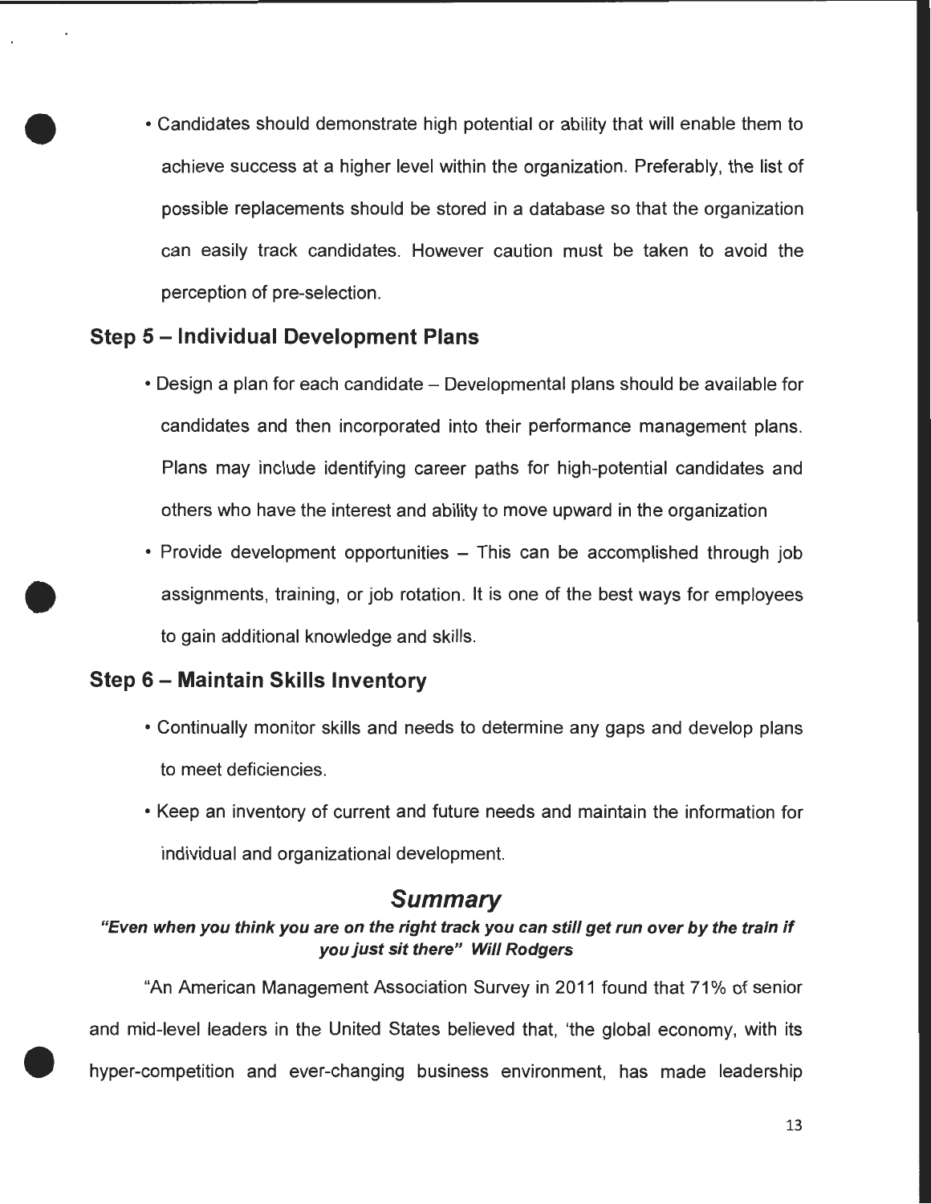- Candidates should demonstrate high potential or ability that will enable them to achieve success at a higher level within the organization. Preferably, the list of possible replacements should be stored in a database so that the organization can easily track candidates. However caution must be taken to avoid the perception of pre-selection.

### Step 5 – Individual Development Plans

- Design a plan for each candidate – Developmental plans should be available for candidates and then incorporated into their performance management plans. Plans may include identifying career paths for high-potential candidates and others who have the interest and ability to move upward in the organization
- Provide development opportunities – This can be accomplished through job assignments, training, or job rotation. It is one of the best ways for employees to gain additional knowledge and skills.

### Step 6 – Maintain Skills Inventory

- Continually monitor skills and needs to determine any gaps and develop plans to meet deficiencies.
- Keep an inventory of current and future needs and maintain the information for individual and organizational development.

## *Summary*

***"Even when you think you are on the right track you can still get run over by the train if you just sit there" Will Rodgers***

"An American Management Association Survey in 2011 found that 71% of senior and mid-level leaders in the United States believed that, 'the global economy, with its hyper-competition and ever-changing business environment, has made leadership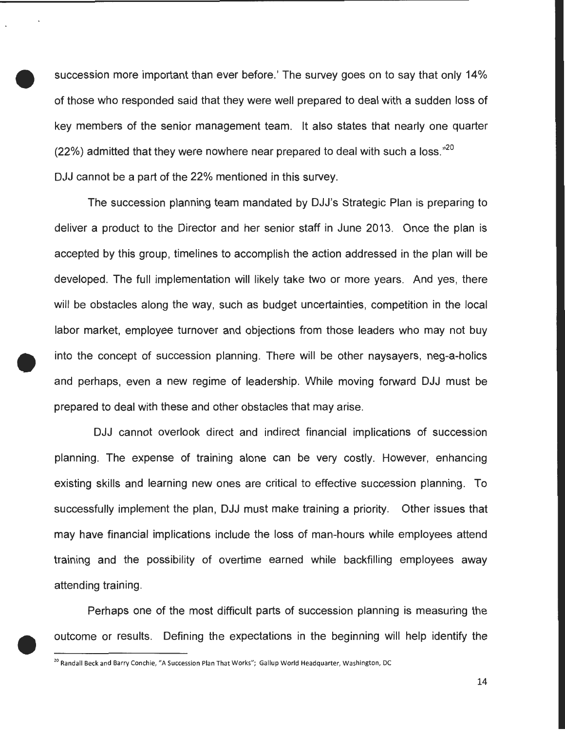succession more important than ever before.' The survey goes on to say that only 14% of those who responded said that they were well prepared to deal with a sudden loss of key members of the senior management team. It also states that nearly one quarter (22%) admitted that they were nowhere near prepared to deal with such a loss."[20]

DJJ cannot be a part of the 22% mentioned in this survey.

The succession planning team mandated by DJJ's Strategic Plan is preparing to deliver a product to the Director and her senior staff in June 2013. Once the plan is accepted by this group, timelines to accomplish the action addressed in the plan will be developed. The full implementation will likely take two or more years. And yes, there will be obstacles along the way, such as budget uncertainties, competition in the local labor market, employee turnover and objections from those leaders who may not buy into the concept of succession planning. There will be other naysayers, neg-a-holics and perhaps, even a new regime of leadership. While moving forward DJJ must be prepared to deal with these and other obstacles that may arise.

DJJ cannot overlook direct and indirect financial implications of succession planning. The expense of training alone can be very costly. However, enhancing existing skills and learning new ones are critical to effective succession planning. To successfully implement the plan, DJJ must make training a priority. Other issues that may have financial implications include the loss of man-hours while employees attend training and the possibility of overtime earned while backfilling employees away attending training.

Perhaps one of the most difficult parts of succession planning is measuring the outcome or results. Defining the expectations in the beginning will help identify the

[20] Randall Beck and Barry Conchie, "A Succession Plan That Works"; Gallup World Headquarter, Washington, DC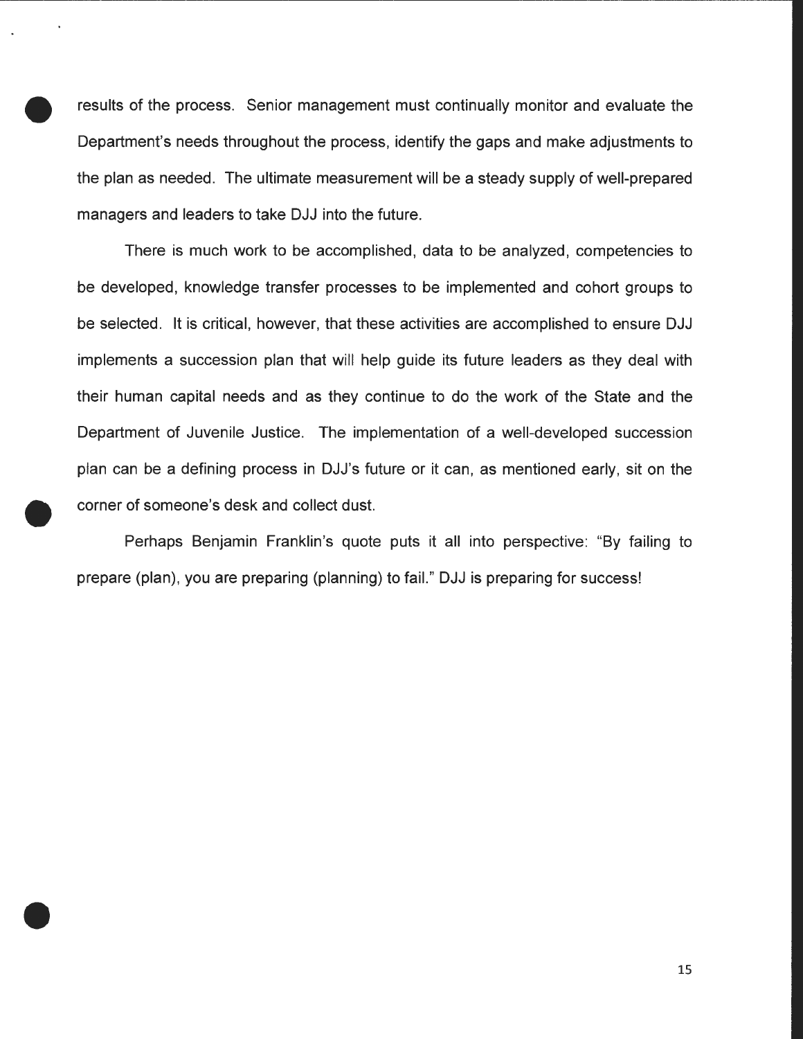results of the process. Senior management must continually monitor and evaluate the Department's needs throughout the process, identify the gaps and make adjustments to the plan as needed. The ultimate measurement will be a steady supply of well-prepared managers and leaders to take DJJ into the future.

There is much work to be accomplished, data to be analyzed, competencies to be developed, knowledge transfer processes to be implemented and cohort groups to be selected. It is critical, however, that these activities are accomplished to ensure DJJ implements a succession plan that will help guide its future leaders as they deal with their human capital needs and as they continue to do the work of the State and the Department of Juvenile Justice. The implementation of a well-developed succession plan can be a defining process in DJJ's future or it can, as mentioned early, sit on the corner of someone's desk and collect dust.

Perhaps Benjamin Franklin's quote puts it all into perspective: "By failing to prepare (plan), you are preparing (planning) to fail." DJJ is preparing for success!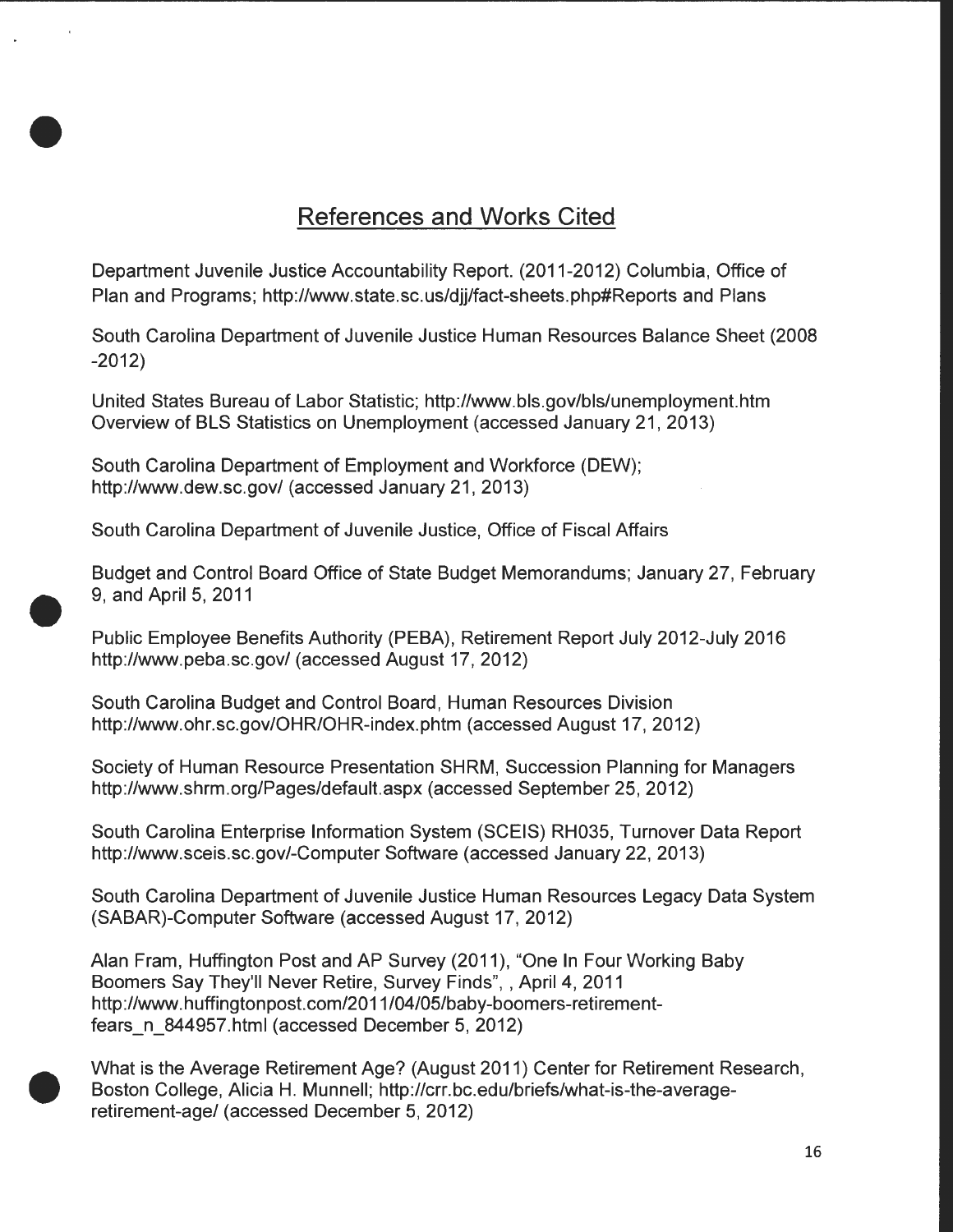## References and Works Cited

Department Juvenile Justice Accountability Report. (2011-2012) Columbia, Office of Plan and Programs; http://www.state.sc.us/djj/fact-sheets.php#Reports and Plans

South Carolina Department of Juvenile Justice Human Resources Balance Sheet (2008 -2012)

United States Bureau of Labor Statistic; http://www.bls.gov/bls/unemployment.htm Overview of BLS Statistics on Unemployment (accessed January 21, 2013)

South Carolina Department of Employment and Workforce (DEW); http://www.dew.sc.gov/ (accessed January 21, 2013)

South Carolina Department of Juvenile Justice, Office of Fiscal Affairs

Budget and Control Board Office of State Budget Memorandums; January 27, February 9, and April 5, 2011

Public Employee Benefits Authority (PEBA), Retirement Report July 2012-July 2016 http://www.peba.sc.gov/ (accessed August 17, 2012)

South Carolina Budget and Control Board, Human Resources Division http://www.ohr.sc.gov/OHR/OHR-index.phtm (accessed August 17, 2012)

Society of Human Resource Presentation SHRM, Succession Planning for Managers http://www.shrm.org/Pages/default.aspx (accessed September 25, 2012)

South Carolina Enterprise Information System (SCEIS) RH035, Turnover Data Report http://www.sceis.sc.gov/-Computer Software (accessed January 22, 2013)

South Carolina Department of Juvenile Justice Human Resources Legacy Data System (SABAR)-Computer Software (accessed August 17, 2012)

Alan Fram, Huffington Post and AP Survey (2011), "One In Four Working Baby Boomers Say They'll Never Retire, Survey Finds", , April 4, 2011 http://www.huffingtonpost.com/2011/04/05/baby-boomers-retirement-fears_n_844957.html (accessed December 5, 2012)

What is the Average Retirement Age? (August 2011) Center for Retirement Research, Boston College, Alicia H. Munnell; http://crr.bc.edu/briefs/what-is-the-average-retirement-age/ (accessed December 5, 2012)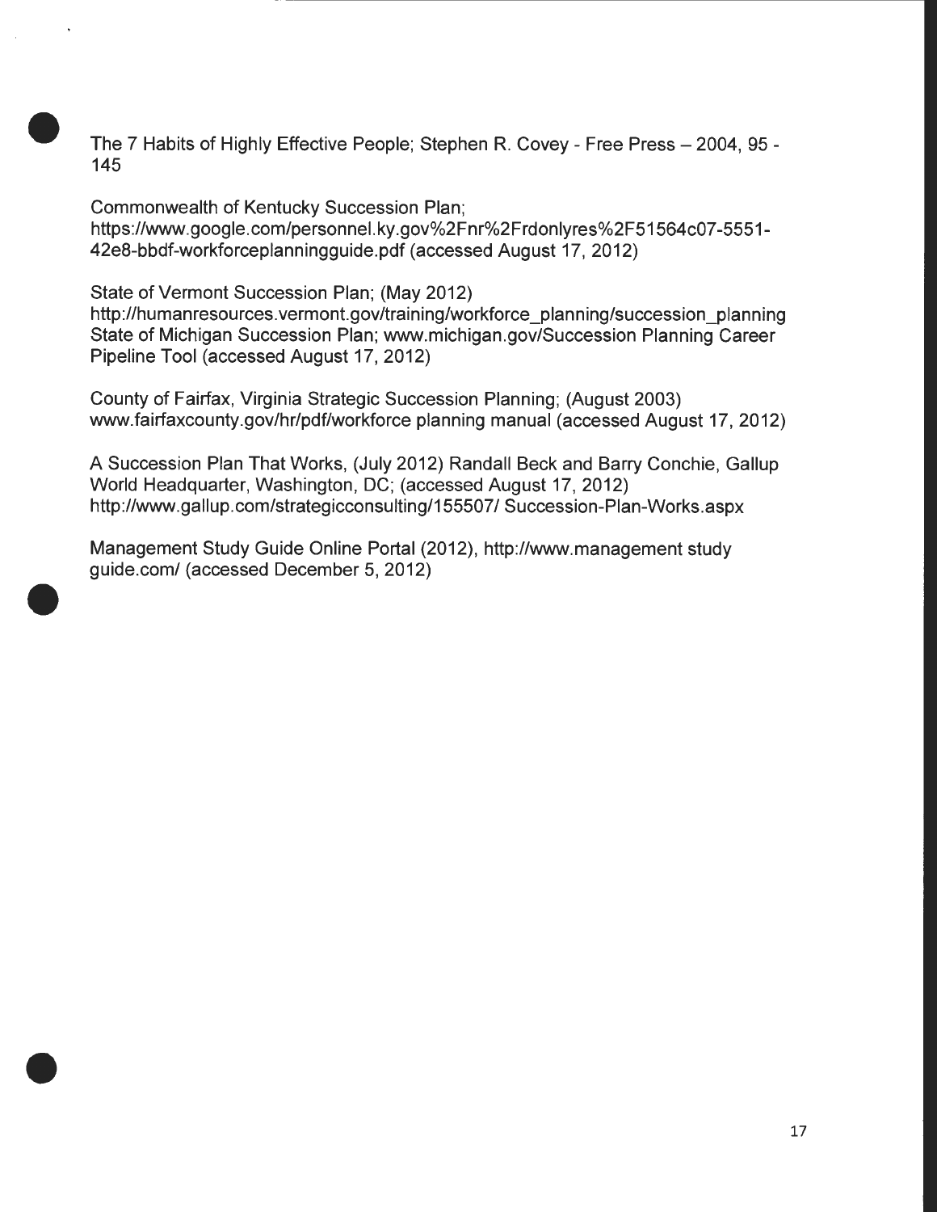The 7 Habits of Highly Effective People; Stephen R. Covey - Free Press – 2004, 95 - 145

Commonwealth of Kentucky Succession Plan; https://www.google.com/personnel.ky.gov%2Fnr%2Frdonlyres%2F51564c07-5551-42e8-bbdf-workforceplanningguide.pdf (accessed August 17, 2012)

State of Vermont Succession Plan; (May 2012) http://humanresources.vermont.gov/training/workforce_planning/succession_planning
State of Michigan Succession Plan; www.michigan.gov/Succession Planning Career Pipeline Tool (accessed August 17, 2012)

County of Fairfax, Virginia Strategic Succession Planning; (August 2003) www.fairfaxcounty.gov/hr/pdf/workforce planning manual (accessed August 17, 2012)

A Succession Plan That Works, (July 2012) Randall Beck and Barry Conchie, Gallup World Headquarter, Washington, DC; (accessed August 17, 2012) http://www.gallup.com/strategicconsulting/155507/ Succession-Plan-Works.aspx

Management Study Guide Online Portal (2012), http://www.management study guide.com/ (accessed December 5, 2012)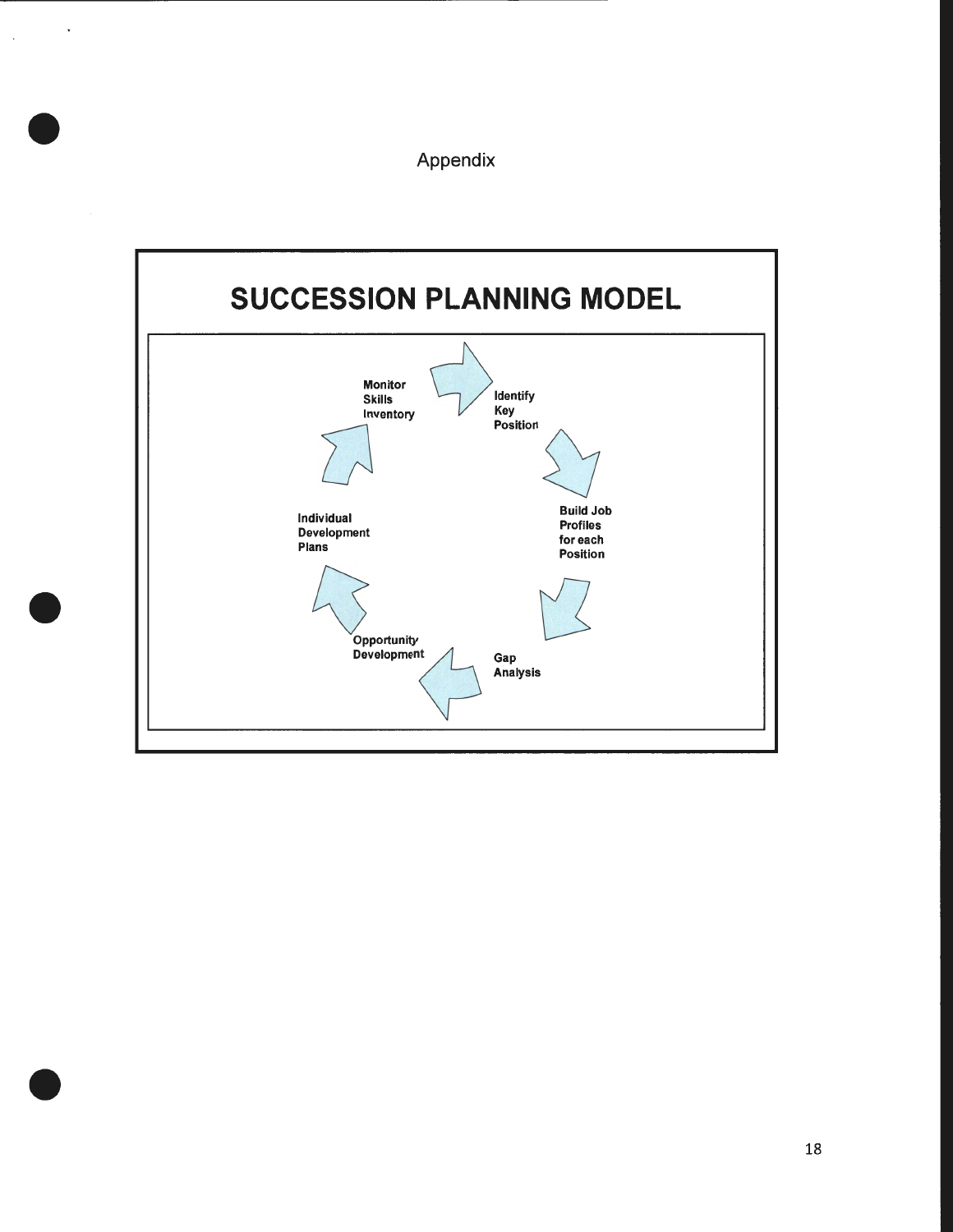Appendix

## SUCCESSION PLANNING MODEL

Identify Key Position

Build Job Profiles for each Position

Gap Analysis

Opportunity Development

Individual Development Plans

Monitor Skills Inventory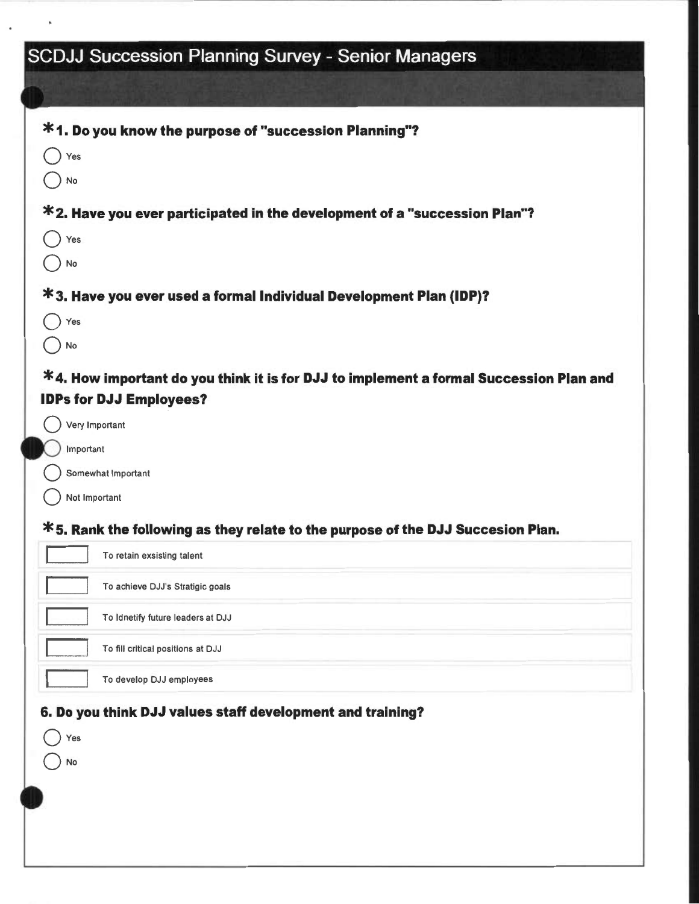# SCDJJ Succession Planning Survey - Senior Managers

**\*1. Do you know the purpose of "succession Planning"?**

- ( ) Yes
- ( ) No

**\*2. Have you ever participated in the development of a "succession Plan"?**

- ( ) Yes
- ( ) No

**\*3. Have you ever used a formal Individual Development Plan (IDP)?**

- ( ) Yes
- ( ) No

**\*4. How important do you think it is for DJJ to implement a formal Succession Plan and IDPs for DJJ Employees?**

- ( ) Very Important
- ( ) Important
- ( ) Somewhat Important
- ( ) Not Important

**\*5. Rank the following as they relate to the purpose of the DJJ Succesion Plan.**

| | |
|---|---|
| [ ] | To retain exsisting talent |
| [ ] | To achieve DJJ's Stratigic goals |
| [ ] | To Idnetify future leaders at DJJ |
| [ ] | To fill critical positions at DJJ |
| [ ] | To develop DJJ employees |

**6. Do you think DJJ values staff development and training?**

- ( ) Yes
- ( ) No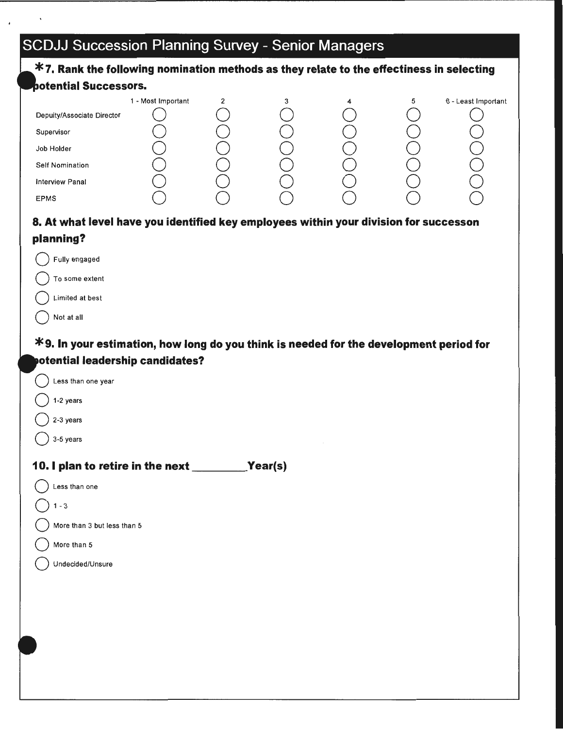# SCDJJ Succession Planning Survey - Senior Managers

**\*7. Rank the following nomination methods as they relate to the effectiness in selecting potential Successors.**

| | 1 - Most Important | 2 | 3 | 4 | 5 | 6 - Least Important |
|---|---|---|---|---|---|---|
| Depuity/Associate Director | ○ | ○ | ○ | ○ | ○ | ○ |
| Supervisor | ○ | ○ | ○ | ○ | ○ | ○ |
| Job Holder | ○ | ○ | ○ | ○ | ○ | ○ |
| Self Nomination | ○ | ○ | ○ | ○ | ○ | ○ |
| Interview Panal | ○ | ○ | ○ | ○ | ○ | ○ |
| EPMS | ○ | ○ | ○ | ○ | ○ | ○ |

**8. At what level have you identified key employees within your division for successon planning?**

- ○ Fully engaged
- ○ To some extent
- ○ Limited at best
- ○ Not at all

**\*9. In your estimation, how long do you think is needed for the development period for potential leadership candidates?**

- ○ Less than one year
- ○ 1-2 years
- ○ 2-3 years
- ○ 3-5 years

**10. I plan to retire in the next \_\_\_\_\_\_\_\_\_Year(s)**

- ○ Less than one
- ○ 1 - 3
- ○ More than 3 but less than 5
- ○ More than 5
- ○ Undecided/Unsure